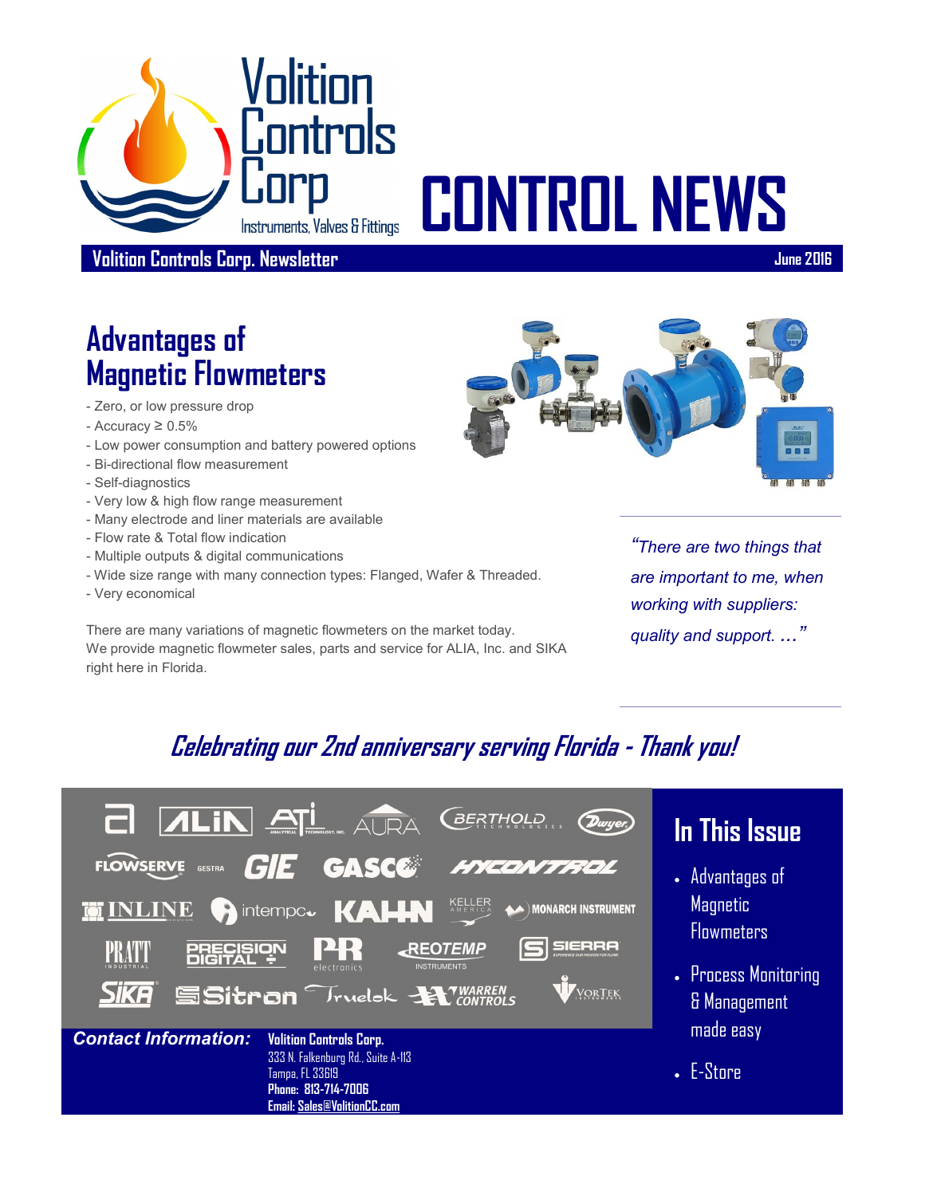# Volition Controls Corp

Instruments, Valves & Fittings

# CONTROL NEWS

**Volition Controls Corp. Newsletter** **June 2016**

## Advantages of Magnetic Flowmeters

- Zero, or low pressure drop
- Accuracy ≥ 0.5%
- Low power consumption and battery powered options
- Bi-directional flow measurement
- Self-diagnostics
- Very low & high flow range measurement
- Many electrode and liner materials are available
- Flow rate & Total flow indication
- Multiple outputs & digital communications
- Wide size range with many connection types: Flanged, Wafer & Threaded.
- Very economical

There are many variations of magnetic flowmeters on the market today. We provide magnetic flowmeter sales, parts and service for ALIA, Inc. and SIKA right here in Florida.

*"There are two things that are important to me, when working with suppliers: quality and support. ..."*

## *Celebrating our 2nd anniversary serving Florida - Thank you!*

ALIA · ATI Analytical Technology, Inc. · AURA · Berthold Technologies · Dwyer · Flowserve Gestra · GIE · GASCO · Hycontrol · Inline · Intempco · Kahn · Keller America · Monarch Instrument · Pratt Industrial · Precision Digital · PR electronics · Reotemp Instruments · Sierra · SIKA · Sitron · Truelok · Warren Controls · Vortek Instruments

***Contact Information:***

**Volition Controls Corp.**
333 N. Falkenburg Rd., Suite A-113
Tampa, FL 33619
**Phone: 813-714-7006**
**Email: Sales@VolitionCC.com**

## In This Issue

- Advantages of Magnetic Flowmeters
- Process Monitoring & Management made easy
- E-Store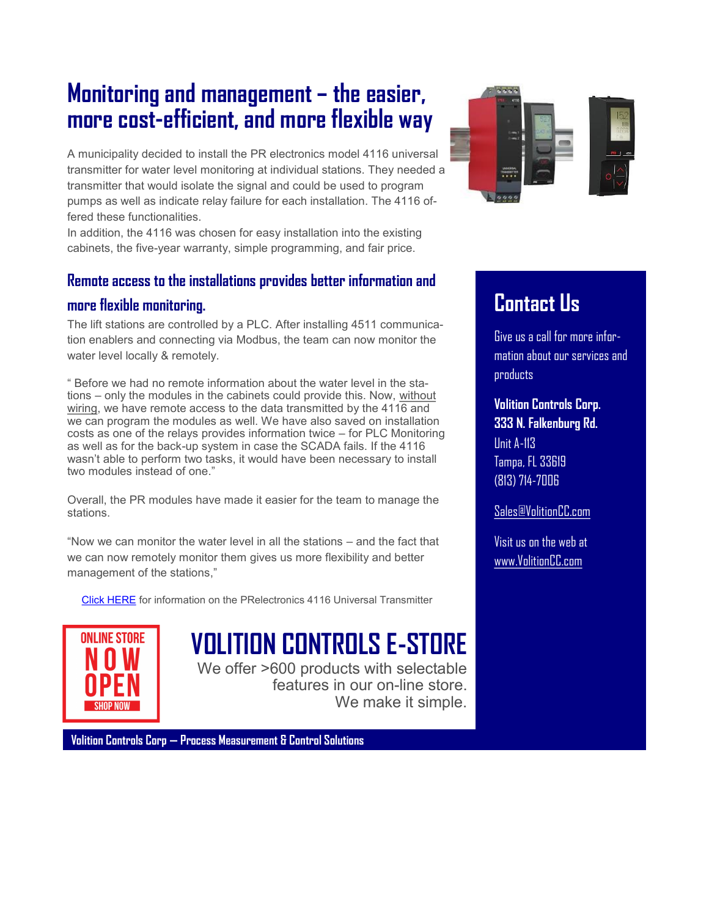# Monitoring and management – the easier, more cost-efficient, and more flexible way

A municipality decided to install the PR electronics model 4116 universal transmitter for water level monitoring at individual stations. They needed a transmitter that would isolate the signal and could be used to program pumps as well as indicate relay failure for each installation. The 4116 offered these functionalities.

In addition, the 4116 was chosen for easy installation into the existing cabinets, the five-year warranty, simple programming, and fair price.

## Remote access to the installations provides better information and more flexible monitoring.

The lift stations are controlled by a PLC. After installing 4511 communication enablers and connecting via Modbus, the team can now monitor the water level locally & remotely.

" Before we had no remote information about the water level in the stations – only the modules in the cabinets could provide this. Now, without wiring, we have remote access to the data transmitted by the 4116 and we can program the modules as well. We have also saved on installation costs as one of the relays provides information twice – for PLC Monitoring as well as for the back-up system in case the SCADA fails. If the 4116 wasn't able to perform two tasks, it would have been necessary to install two modules instead of one."

Overall, the PR modules have made it easier for the team to manage the stations.

"Now we can monitor the water level in all the stations – and the fact that we can now remotely monitor them gives us more flexibility and better management of the stations,"

Click HERE for information on the PRelectronics 4116 Universal Transmitter

## Contact Us

Give us a call for more information about our services and products

**Volition Controls Corp.**
**333 N. Falkenburg Rd.**
Unit A-113
Tampa, FL 33619
(813) 714-7006

Sales@VolitionCC.com

Visit us on the web at
www.VolitionCC.com

ONLINE STORE
NOW
OPEN
SHOP NOW

## VOLITION CONTROLS E-STORE

We offer >600 products with selectable features in our on-line store.
We make it simple.

**Volition Controls Corp — Process Measurement & Control Solutions**